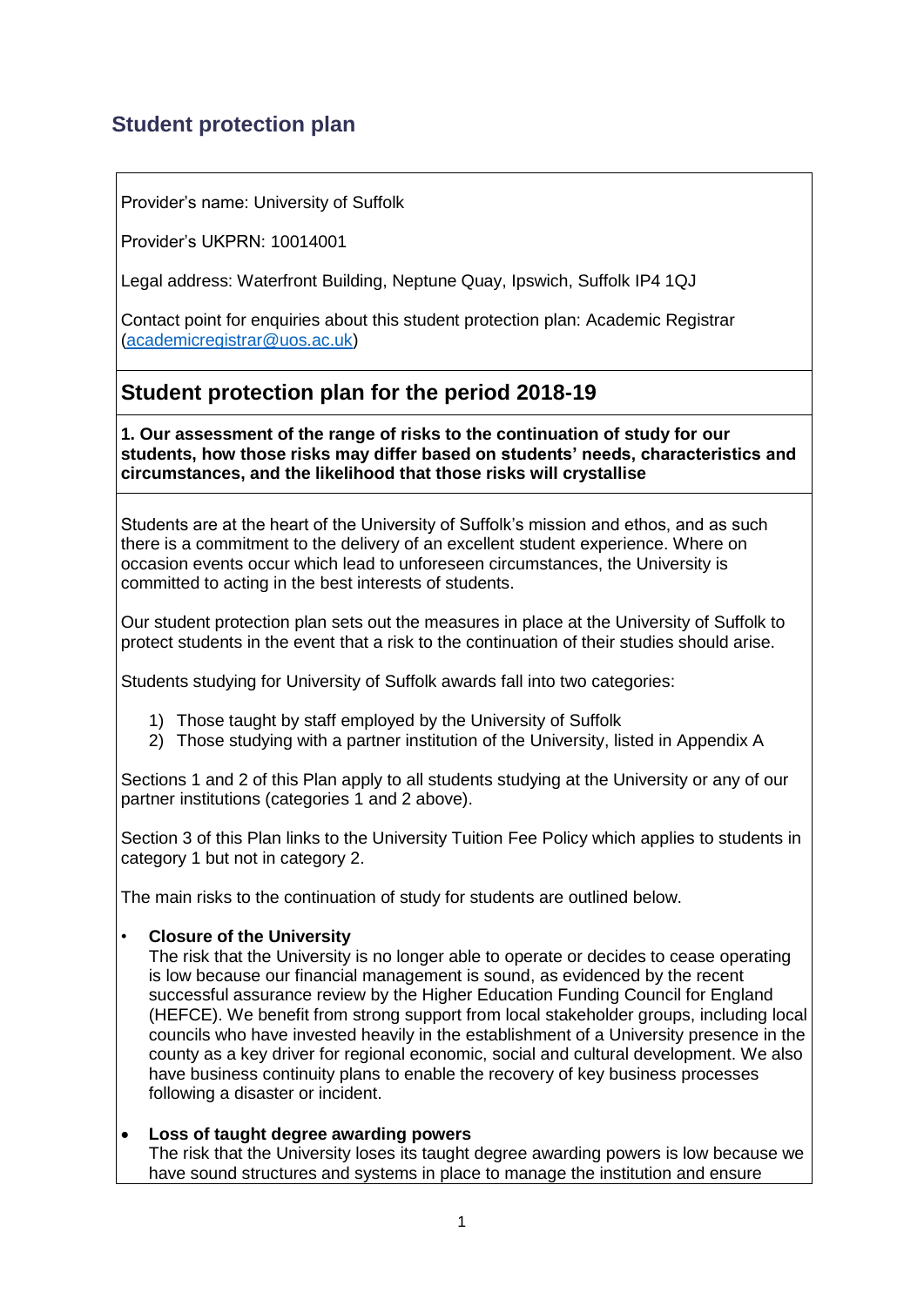## Student protection plan

Provider's name: University of Suffolk

Provider's UKPRN: 10014001

Legal address: Waterfront Building, Neptune Quay, Ipswich, Suffolk IP4 1QJ

Contact point for enquiries about this student protection plan: Academic Registrar (academicregistrar@uos.ac.uk)

## Student protection plan for the period 2018-19

**1. Our assessment of the range of risks to the continuation of study for our students, how those risks may differ based on students' needs, characteristics and circumstances, and the likelihood that those risks will crystallise**

Students are at the heart of the University of Suffolk's mission and ethos, and as such there is a commitment to the delivery of an excellent student experience. Where on occasion events occur which lead to unforeseen circumstances, the University is committed to acting in the best interests of students.

Our student protection plan sets out the measures in place at the University of Suffolk to protect students in the event that a risk to the continuation of their studies should arise.

Students studying for University of Suffolk awards fall into two categories:

1) Those taught by staff employed by the University of Suffolk
2) Those studying with a partner institution of the University, listed in Appendix A

Sections 1 and 2 of this Plan apply to all students studying at the University or any of our partner institutions (categories 1 and 2 above).

Section 3 of this Plan links to the University Tuition Fee Policy which applies to students in category 1 but not in category 2.

The main risks to the continuation of study for students are outlined below.

- **Closure of the University**
  The risk that the University is no longer able to operate or decides to cease operating is low because our financial management is sound, as evidenced by the recent successful assurance review by the Higher Education Funding Council for England (HEFCE). We benefit from strong support from local stakeholder groups, including local councils who have invested heavily in the establishment of a University presence in the county as a key driver for regional economic, social and cultural development. We also have business continuity plans to enable the recovery of key business processes following a disaster or incident.

- **Loss of taught degree awarding powers**
  The risk that the University loses its taught degree awarding powers is low because we have sound structures and systems in place to manage the institution and ensure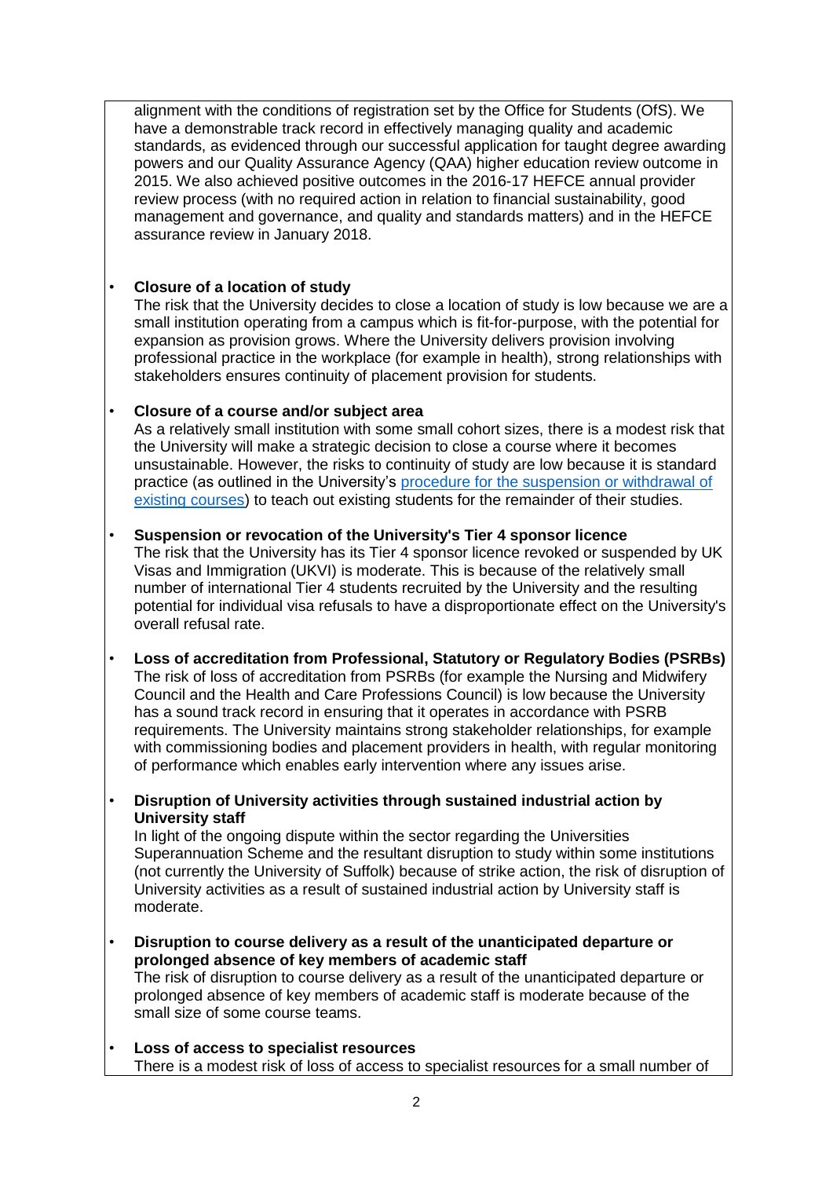alignment with the conditions of registration set by the Office for Students (OfS). We have a demonstrable track record in effectively managing quality and academic standards, as evidenced through our successful application for taught degree awarding powers and our Quality Assurance Agency (QAA) higher education review outcome in 2015. We also achieved positive outcomes in the 2016-17 HEFCE annual provider review process (with no required action in relation to financial sustainability, good management and governance, and quality and standards matters) and in the HEFCE assurance review in January 2018.

- **Closure of a location of study**
  The risk that the University decides to close a location of study is low because we are a small institution operating from a campus which is fit-for-purpose, with the potential for expansion as provision grows. Where the University delivers provision involving professional practice in the workplace (for example in health), strong relationships with stakeholders ensures continuity of placement provision for students.

- **Closure of a course and/or subject area**
  As a relatively small institution with some small cohort sizes, there is a modest risk that the University will make a strategic decision to close a course where it becomes unsustainable. However, the risks to continuity of study are low because it is standard practice (as outlined in the University's procedure for the suspension or withdrawal of existing courses) to teach out existing students for the remainder of their studies.

- **Suspension or revocation of the University's Tier 4 sponsor licence**
  The risk that the University has its Tier 4 sponsor licence revoked or suspended by UK Visas and Immigration (UKVI) is moderate. This is because of the relatively small number of international Tier 4 students recruited by the University and the resulting potential for individual visa refusals to have a disproportionate effect on the University's overall refusal rate.

- **Loss of accreditation from Professional, Statutory or Regulatory Bodies (PSRBs)**
  The risk of loss of accreditation from PSRBs (for example the Nursing and Midwifery Council and the Health and Care Professions Council) is low because the University has a sound track record in ensuring that it operates in accordance with PSRB requirements. The University maintains strong stakeholder relationships, for example with commissioning bodies and placement providers in health, with regular monitoring of performance which enables early intervention where any issues arise.

- **Disruption of University activities through sustained industrial action by University staff**
  In light of the ongoing dispute within the sector regarding the Universities Superannuation Scheme and the resultant disruption to study within some institutions (not currently the University of Suffolk) because of strike action, the risk of disruption of University activities as a result of sustained industrial action by University staff is moderate.

- **Disruption to course delivery as a result of the unanticipated departure or prolonged absence of key members of academic staff**
  The risk of disruption to course delivery as a result of the unanticipated departure or prolonged absence of key members of academic staff is moderate because of the small size of some course teams.

- **Loss of access to specialist resources**
  There is a modest risk of loss of access to specialist resources for a small number of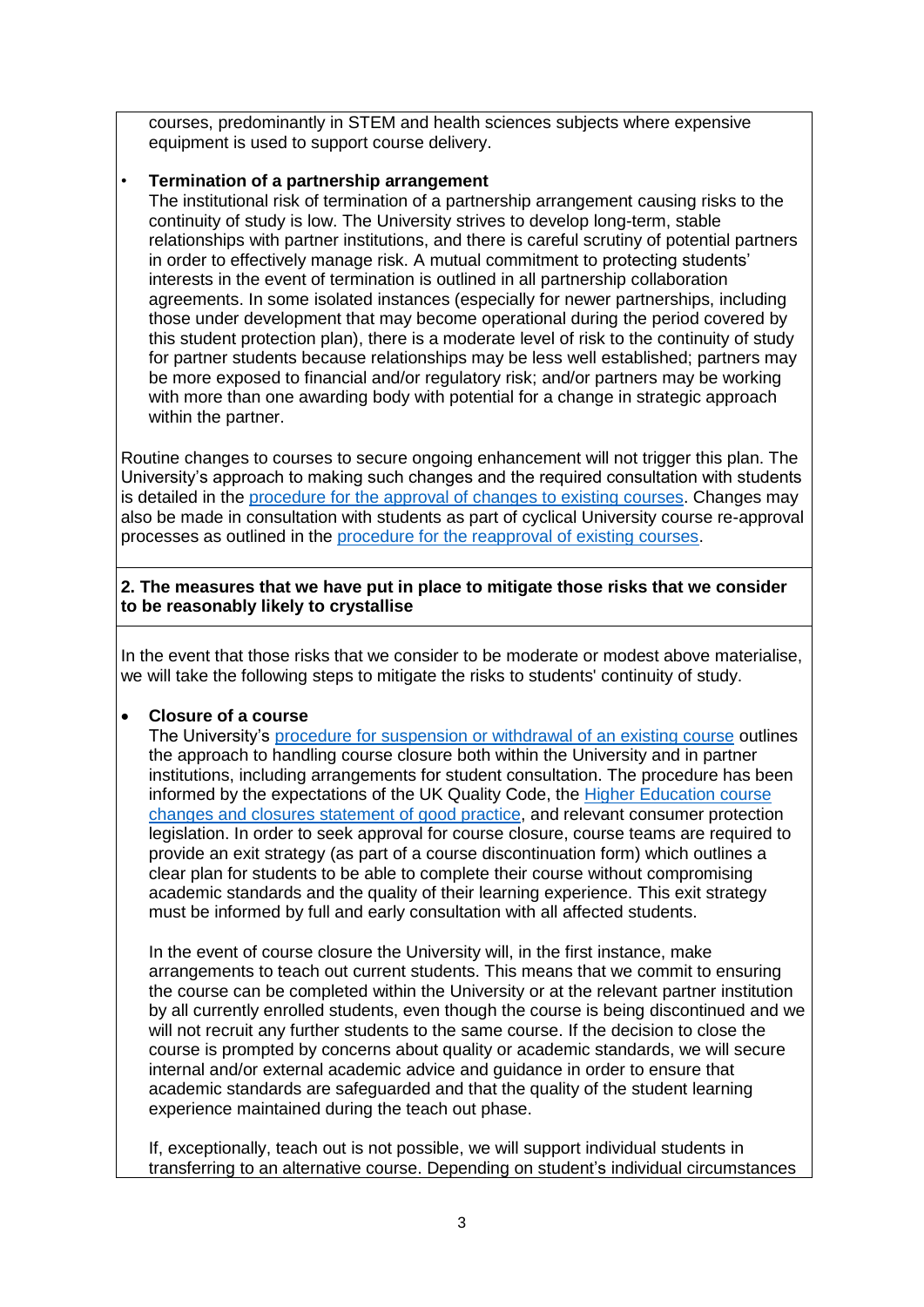courses, predominantly in STEM and health sciences subjects where expensive equipment is used to support course delivery.

- **Termination of a partnership arrangement**
  The institutional risk of termination of a partnership arrangement causing risks to the continuity of study is low. The University strives to develop long-term, stable relationships with partner institutions, and there is careful scrutiny of potential partners in order to effectively manage risk. A mutual commitment to protecting students' interests in the event of termination is outlined in all partnership collaboration agreements. In some isolated instances (especially for newer partnerships, including those under development that may become operational during the period covered by this student protection plan), there is a moderate level of risk to the continuity of study for partner students because relationships may be less well established; partners may be more exposed to financial and/or regulatory risk; and/or partners may be working with more than one awarding body with potential for a change in strategic approach within the partner.

Routine changes to courses to secure ongoing enhancement will not trigger this plan. The University's approach to making such changes and the required consultation with students is detailed in the procedure for the approval of changes to existing courses. Changes may also be made in consultation with students as part of cyclical University course re-approval processes as outlined in the procedure for the reapproval of existing courses.

**2. The measures that we have put in place to mitigate those risks that we consider to be reasonably likely to crystallise**

In the event that those risks that we consider to be moderate or modest above materialise, we will take the following steps to mitigate the risks to students' continuity of study.

- **Closure of a course**
  The University's procedure for suspension or withdrawal of an existing course outlines the approach to handling course closure both within the University and in partner institutions, including arrangements for student consultation. The procedure has been informed by the expectations of the UK Quality Code, the Higher Education course changes and closures statement of good practice, and relevant consumer protection legislation. In order to seek approval for course closure, course teams are required to provide an exit strategy (as part of a course discontinuation form) which outlines a clear plan for students to be able to complete their course without compromising academic standards and the quality of their learning experience. This exit strategy must be informed by full and early consultation with all affected students.

  In the event of course closure the University will, in the first instance, make arrangements to teach out current students. This means that we commit to ensuring the course can be completed within the University or at the relevant partner institution by all currently enrolled students, even though the course is being discontinued and we will not recruit any further students to the same course. If the decision to close the course is prompted by concerns about quality or academic standards, we will secure internal and/or external academic advice and guidance in order to ensure that academic standards are safeguarded and that the quality of the student learning experience maintained during the teach out phase.

  If, exceptionally, teach out is not possible, we will support individual students in transferring to an alternative course. Depending on student's individual circumstances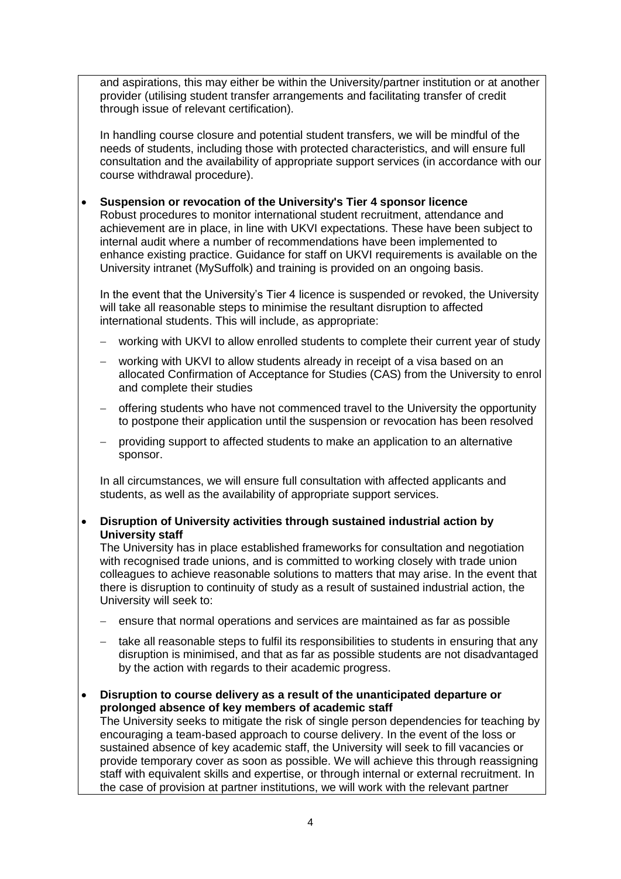and aspirations, this may either be within the University/partner institution or at another provider (utilising student transfer arrangements and facilitating transfer of credit through issue of relevant certification).

In handling course closure and potential student transfers, we will be mindful of the needs of students, including those with protected characteristics, and will ensure full consultation and the availability of appropriate support services (in accordance with our course withdrawal procedure).

- **Suspension or revocation of the University's Tier 4 sponsor licence**
  Robust procedures to monitor international student recruitment, attendance and achievement are in place, in line with UKVI expectations. These have been subject to internal audit where a number of recommendations have been implemented to enhance existing practice. Guidance for staff on UKVI requirements is available on the University intranet (MySuffolk) and training is provided on an ongoing basis.

  In the event that the University's Tier 4 licence is suspended or revoked, the University will take all reasonable steps to minimise the resultant disruption to affected international students. This will include, as appropriate:

  - working with UKVI to allow enrolled students to complete their current year of study
  - working with UKVI to allow students already in receipt of a visa based on an allocated Confirmation of Acceptance for Studies (CAS) from the University to enrol and complete their studies
  - offering students who have not commenced travel to the University the opportunity to postpone their application until the suspension or revocation has been resolved
  - providing support to affected students to make an application to an alternative sponsor.

  In all circumstances, we will ensure full consultation with affected applicants and students, as well as the availability of appropriate support services.

- **Disruption of University activities through sustained industrial action by University staff**
  The University has in place established frameworks for consultation and negotiation with recognised trade unions, and is committed to working closely with trade union colleagues to achieve reasonable solutions to matters that may arise. In the event that there is disruption to continuity of study as a result of sustained industrial action, the University will seek to:

  - ensure that normal operations and services are maintained as far as possible
  - take all reasonable steps to fulfil its responsibilities to students in ensuring that any disruption is minimised, and that as far as possible students are not disadvantaged by the action with regards to their academic progress.

- **Disruption to course delivery as a result of the unanticipated departure or prolonged absence of key members of academic staff**
  The University seeks to mitigate the risk of single person dependencies for teaching by encouraging a team-based approach to course delivery. In the event of the loss or sustained absence of key academic staff, the University will seek to fill vacancies or provide temporary cover as soon as possible. We will achieve this through reassigning staff with equivalent skills and expertise, or through internal or external recruitment. In the case of provision at partner institutions, we will work with the relevant partner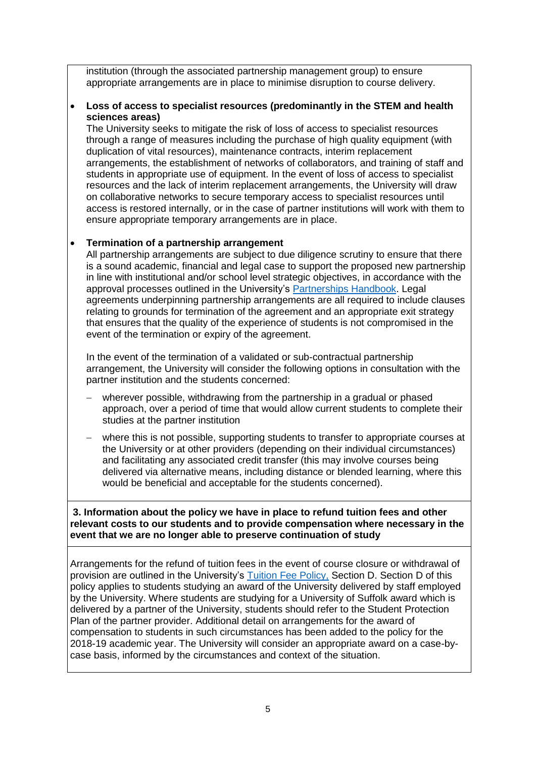institution (through the associated partnership management group) to ensure appropriate arrangements are in place to minimise disruption to course delivery.

- **Loss of access to specialist resources (predominantly in the STEM and health sciences areas)**
  The University seeks to mitigate the risk of loss of access to specialist resources through a range of measures including the purchase of high quality equipment (with duplication of vital resources), maintenance contracts, interim replacement arrangements, the establishment of networks of collaborators, and training of staff and students in appropriate use of equipment. In the event of loss of access to specialist resources and the lack of interim replacement arrangements, the University will draw on collaborative networks to secure temporary access to specialist resources until access is restored internally, or in the case of partner institutions will work with them to ensure appropriate temporary arrangements are in place.

- **Termination of a partnership arrangement**
  All partnership arrangements are subject to due diligence scrutiny to ensure that there is a sound academic, financial and legal case to support the proposed new partnership in line with institutional and/or school level strategic objectives, in accordance with the approval processes outlined in the University's Partnerships Handbook. Legal agreements underpinning partnership arrangements are all required to include clauses relating to grounds for termination of the agreement and an appropriate exit strategy that ensures that the quality of the experience of students is not compromised in the event of the termination or expiry of the agreement.

  In the event of the termination of a validated or sub-contractual partnership arrangement, the University will consider the following options in consultation with the partner institution and the students concerned:

  - wherever possible, withdrawing from the partnership in a gradual or phased approach, over a period of time that would allow current students to complete their studies at the partner institution
  - where this is not possible, supporting students to transfer to appropriate courses at the University or at other providers (depending on their individual circumstances) and facilitating any associated credit transfer (this may involve courses being delivered via alternative means, including distance or blended learning, where this would be beneficial and acceptable for the students concerned).

**3. Information about the policy we have in place to refund tuition fees and other relevant costs to our students and to provide compensation where necessary in the event that we are no longer able to preserve continuation of study**

Arrangements for the refund of tuition fees in the event of course closure or withdrawal of provision are outlined in the University's Tuition Fee Policy, Section D. Section D of this policy applies to students studying an award of the University delivered by staff employed by the University. Where students are studying for a University of Suffolk award which is delivered by a partner of the University, students should refer to the Student Protection Plan of the partner provider. Additional detail on arrangements for the award of compensation to students in such circumstances has been added to the policy for the 2018-19 academic year. The University will consider an appropriate award on a case-by-case basis, informed by the circumstances and context of the situation.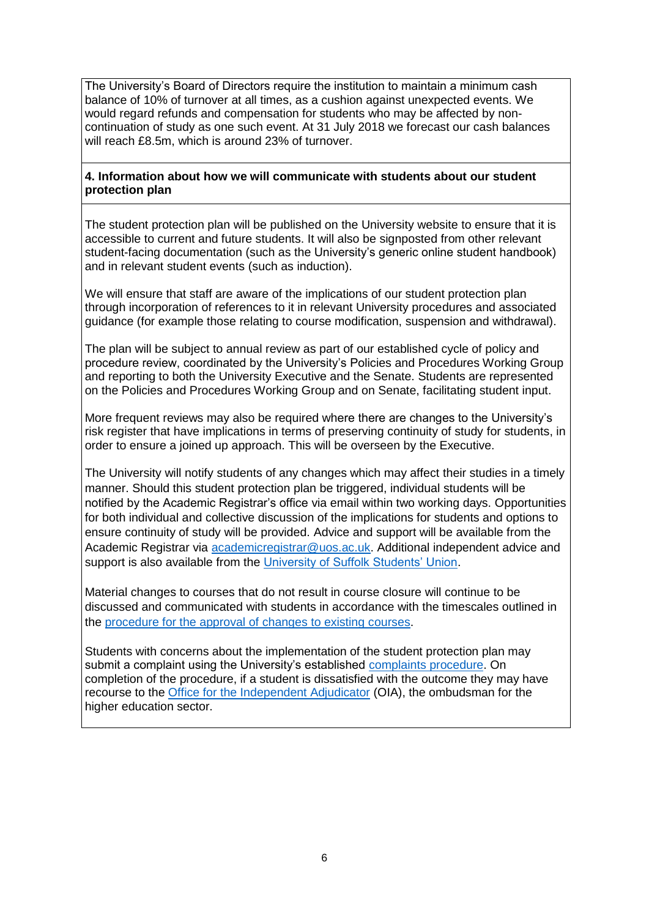The University's Board of Directors require the institution to maintain a minimum cash balance of 10% of turnover at all times, as a cushion against unexpected events. We would regard refunds and compensation for students who may be affected by non-continuation of study as one such event. At 31 July 2018 we forecast our cash balances will reach £8.5m, which is around 23% of turnover.

**4. Information about how we will communicate with students about our student protection plan**

The student protection plan will be published on the University website to ensure that it is accessible to current and future students. It will also be signposted from other relevant student-facing documentation (such as the University's generic online student handbook) and in relevant student events (such as induction).

We will ensure that staff are aware of the implications of our student protection plan through incorporation of references to it in relevant University procedures and associated guidance (for example those relating to course modification, suspension and withdrawal).

The plan will be subject to annual review as part of our established cycle of policy and procedure review, coordinated by the University's Policies and Procedures Working Group and reporting to both the University Executive and the Senate. Students are represented on the Policies and Procedures Working Group and on Senate, facilitating student input.

More frequent reviews may also be required where there are changes to the University's risk register that have implications in terms of preserving continuity of study for students, in order to ensure a joined up approach. This will be overseen by the Executive.

The University will notify students of any changes which may affect their studies in a timely manner. Should this student protection plan be triggered, individual students will be notified by the Academic Registrar's office via email within two working days. Opportunities for both individual and collective discussion of the implications for students and options to ensure continuity of study will be provided. Advice and support will be available from the Academic Registrar via academicregistrar@uos.ac.uk. Additional independent advice and support is also available from the University of Suffolk Students' Union.

Material changes to courses that do not result in course closure will continue to be discussed and communicated with students in accordance with the timescales outlined in the procedure for the approval of changes to existing courses.

Students with concerns about the implementation of the student protection plan may submit a complaint using the University's established complaints procedure. On completion of the procedure, if a student is dissatisfied with the outcome they may have recourse to the Office for the Independent Adjudicator (OIA), the ombudsman for the higher education sector.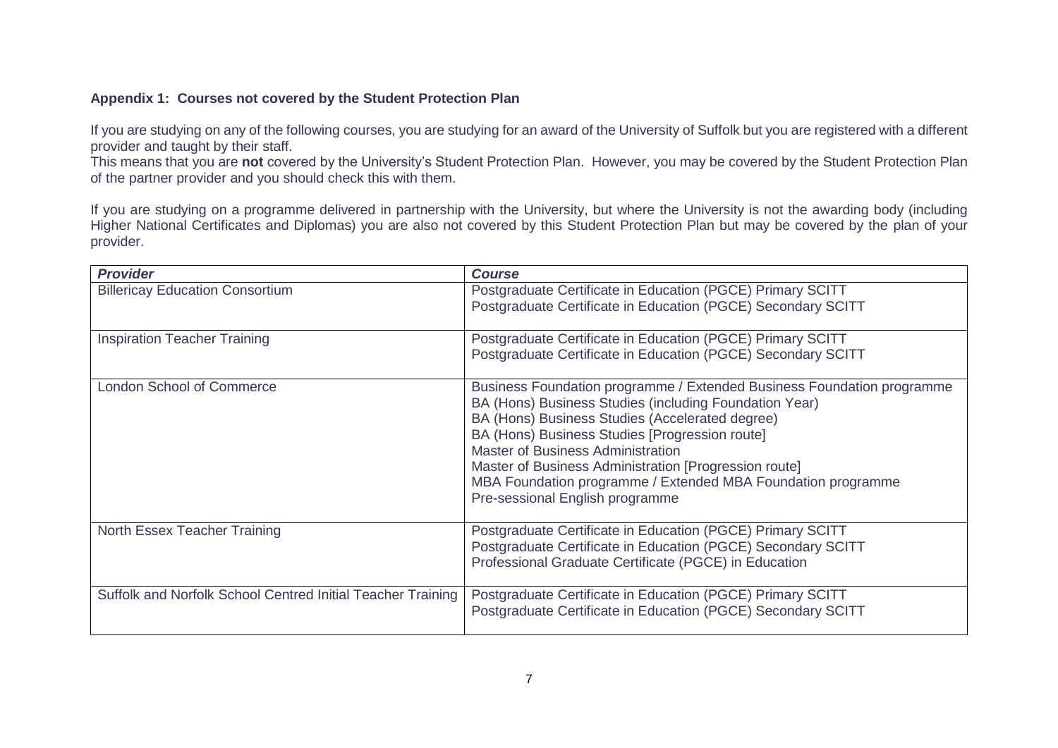**Appendix 1: Courses not covered by the Student Protection Plan**

If you are studying on any of the following courses, you are studying for an award of the University of Suffolk but you are registered with a different provider and taught by their staff.
This means that you are **not** covered by the University's Student Protection Plan. However, you may be covered by the Student Protection Plan of the partner provider and you should check this with them.

If you are studying on a programme delivered in partnership with the University, but where the University is not the awarding body (including Higher National Certificates and Diplomas) you are also not covered by this Student Protection Plan but may be covered by the plan of your provider.

| ***Provider*** | ***Course*** |
|---|---|
| Billericay Education Consortium | Postgraduate Certificate in Education (PGCE) Primary SCITT<br>Postgraduate Certificate in Education (PGCE) Secondary SCITT |
| Inspiration Teacher Training | Postgraduate Certificate in Education (PGCE) Primary SCITT<br>Postgraduate Certificate in Education (PGCE) Secondary SCITT |
| London School of Commerce | Business Foundation programme / Extended Business Foundation programme<br>BA (Hons) Business Studies (including Foundation Year)<br>BA (Hons) Business Studies (Accelerated degree)<br>BA (Hons) Business Studies [Progression route]<br>Master of Business Administration<br>Master of Business Administration [Progression route]<br>MBA Foundation programme / Extended MBA Foundation programme<br>Pre-sessional English programme |
| North Essex Teacher Training | Postgraduate Certificate in Education (PGCE) Primary SCITT<br>Postgraduate Certificate in Education (PGCE) Secondary SCITT<br>Professional Graduate Certificate (PGCE) in Education |
| Suffolk and Norfolk School Centred Initial Teacher Training | Postgraduate Certificate in Education (PGCE) Primary SCITT<br>Postgraduate Certificate in Education (PGCE) Secondary SCITT |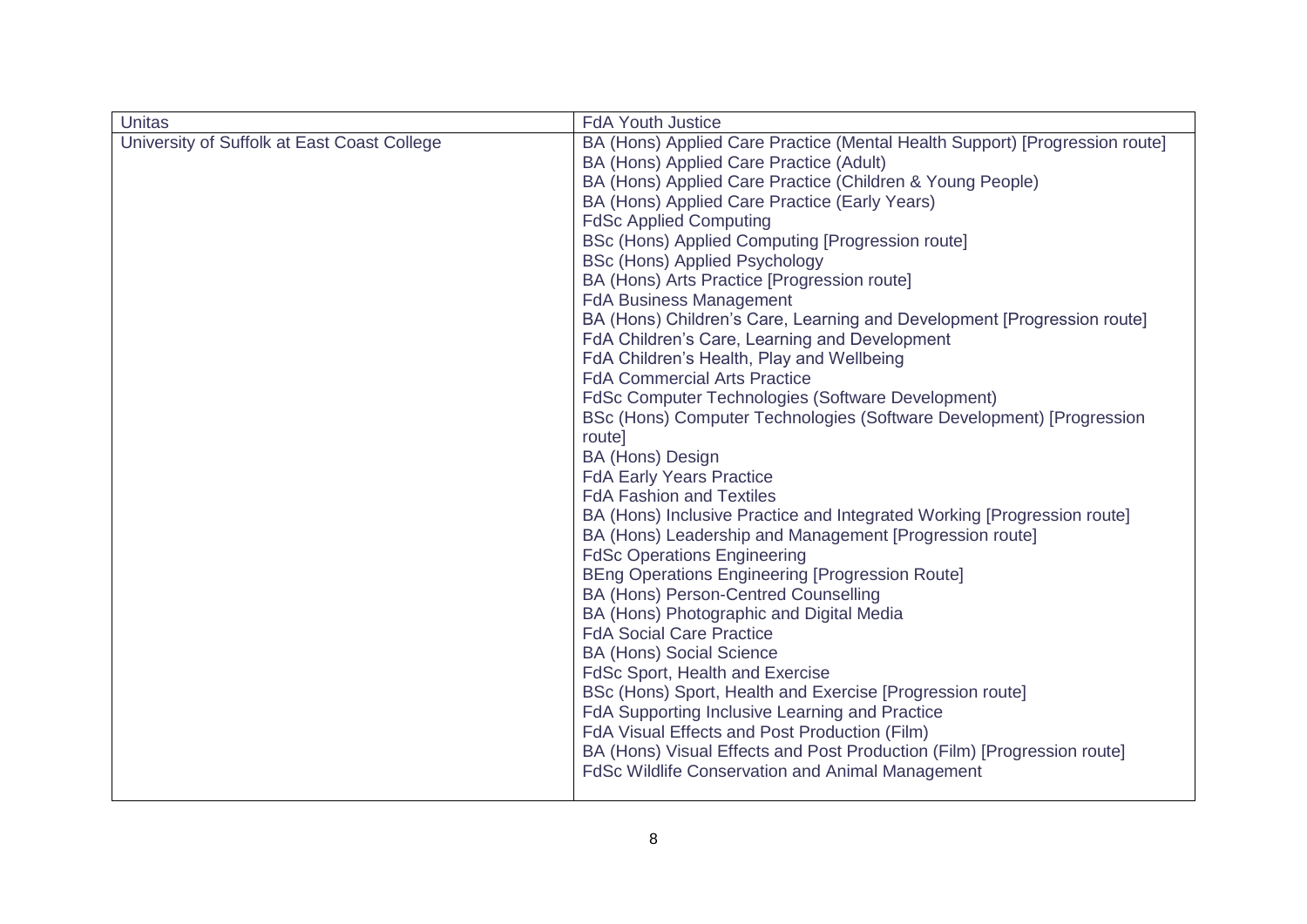| | |
|---|---|
| Unitas | FdA Youth Justice |
| University of Suffolk at East Coast College | BA (Hons) Applied Care Practice (Mental Health Support) [Progression route]<br>BA (Hons) Applied Care Practice (Adult)<br>BA (Hons) Applied Care Practice (Children & Young People)<br>BA (Hons) Applied Care Practice (Early Years)<br>FdSc Applied Computing<br>BSc (Hons) Applied Computing [Progression route]<br>BSc (Hons) Applied Psychology<br>BA (Hons) Arts Practice [Progression route]<br>FdA Business Management<br>BA (Hons) Children's Care, Learning and Development [Progression route]<br>FdA Children's Care, Learning and Development<br>FdA Children's Health, Play and Wellbeing<br>FdA Commercial Arts Practice<br>FdSc Computer Technologies (Software Development)<br>BSc (Hons) Computer Technologies (Software Development) [Progression route]<br>BA (Hons) Design<br>FdA Early Years Practice<br>FdA Fashion and Textiles<br>BA (Hons) Inclusive Practice and Integrated Working [Progression route]<br>BA (Hons) Leadership and Management [Progression route]<br>FdSc Operations Engineering<br>BEng Operations Engineering [Progression Route]<br>BA (Hons) Person-Centred Counselling<br>BA (Hons) Photographic and Digital Media<br>FdA Social Care Practice<br>BA (Hons) Social Science<br>FdSc Sport, Health and Exercise<br>BSc (Hons) Sport, Health and Exercise [Progression route]<br>FdA Supporting Inclusive Learning and Practice<br>FdA Visual Effects and Post Production (Film)<br>BA (Hons) Visual Effects and Post Production (Film) [Progression route]<br>FdSc Wildlife Conservation and Animal Management |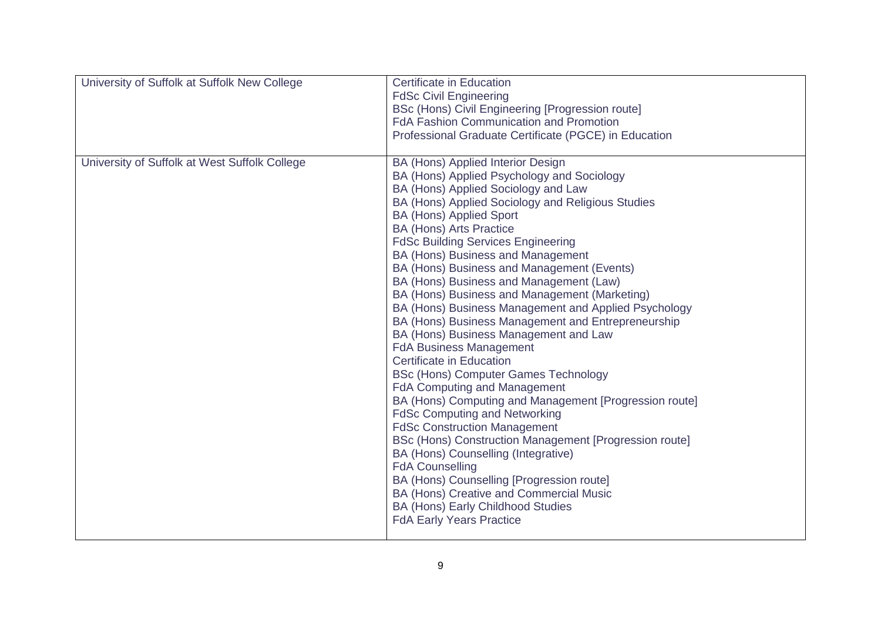| | |
|---|---|
| University of Suffolk at Suffolk New College | Certificate in Education<br>FdSc Civil Engineering<br>BSc (Hons) Civil Engineering [Progression route]<br>FdA Fashion Communication and Promotion<br>Professional Graduate Certificate (PGCE) in Education |
| University of Suffolk at West Suffolk College | BA (Hons) Applied Interior Design<br>BA (Hons) Applied Psychology and Sociology<br>BA (Hons) Applied Sociology and Law<br>BA (Hons) Applied Sociology and Religious Studies<br>BA (Hons) Applied Sport<br>BA (Hons) Arts Practice<br>FdSc Building Services Engineering<br>BA (Hons) Business and Management<br>BA (Hons) Business and Management (Events)<br>BA (Hons) Business and Management (Law)<br>BA (Hons) Business and Management (Marketing)<br>BA (Hons) Business Management and Applied Psychology<br>BA (Hons) Business Management and Entrepreneurship<br>BA (Hons) Business Management and Law<br>FdA Business Management<br>Certificate in Education<br>BSc (Hons) Computer Games Technology<br>FdA Computing and Management<br>BA (Hons) Computing and Management [Progression route]<br>FdSc Computing and Networking<br>FdSc Construction Management<br>BSc (Hons) Construction Management [Progression route]<br>BA (Hons) Counselling (Integrative)<br>FdA Counselling<br>BA (Hons) Counselling [Progression route]<br>BA (Hons) Creative and Commercial Music<br>BA (Hons) Early Childhood Studies<br>FdA Early Years Practice |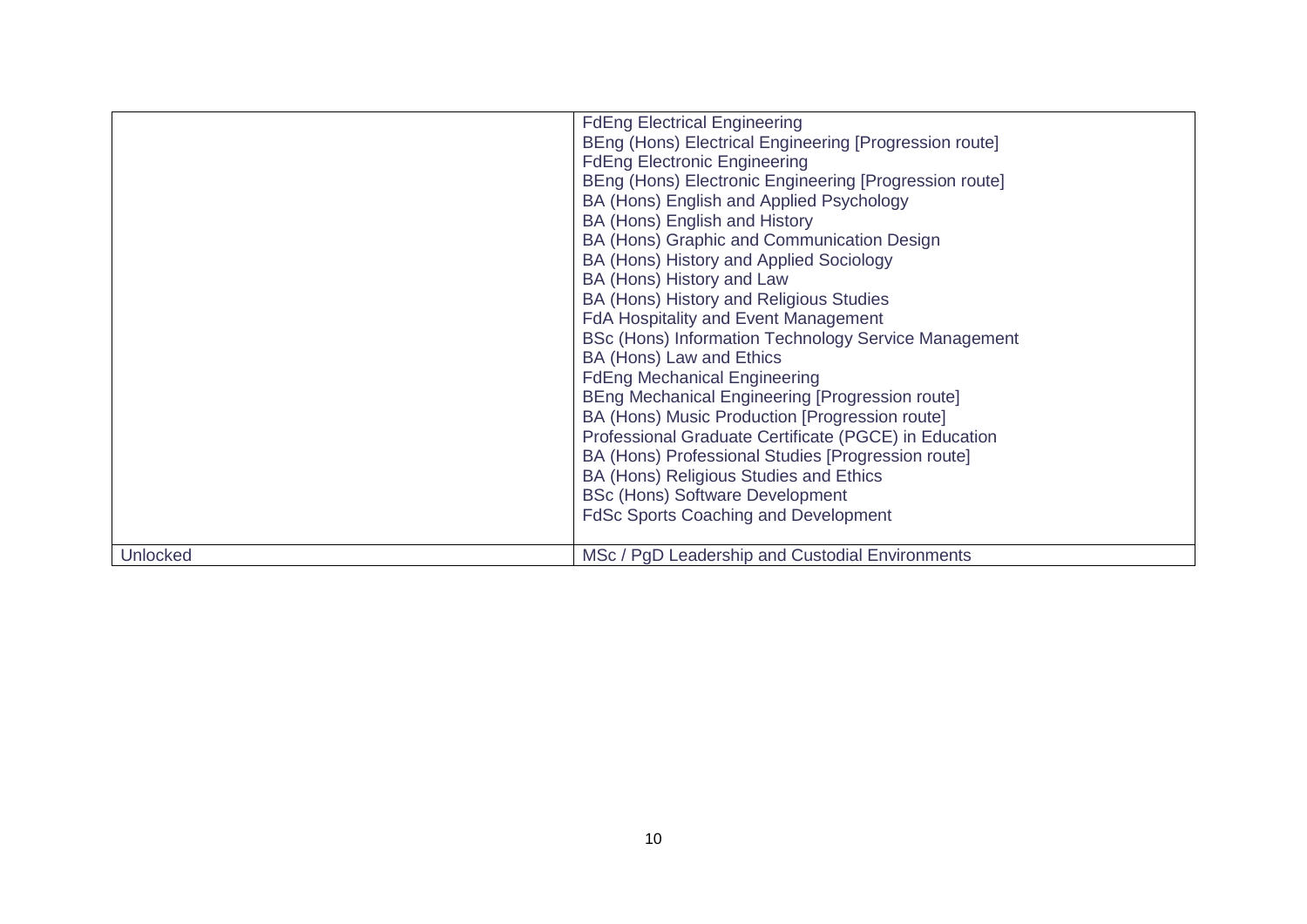| | |
|---|---|
| | FdEng Electrical Engineering<br>BEng (Hons) Electrical Engineering [Progression route]<br>FdEng Electronic Engineering<br>BEng (Hons) Electronic Engineering [Progression route]<br>BA (Hons) English and Applied Psychology<br>BA (Hons) English and History<br>BA (Hons) Graphic and Communication Design<br>BA (Hons) History and Applied Sociology<br>BA (Hons) History and Law<br>BA (Hons) History and Religious Studies<br>FdA Hospitality and Event Management<br>BSc (Hons) Information Technology Service Management<br>BA (Hons) Law and Ethics<br>FdEng Mechanical Engineering<br>BEng Mechanical Engineering [Progression route]<br>BA (Hons) Music Production [Progression route]<br>Professional Graduate Certificate (PGCE) in Education<br>BA (Hons) Professional Studies [Progression route]<br>BA (Hons) Religious Studies and Ethics<br>BSc (Hons) Software Development<br>FdSc Sports Coaching and Development |
| Unlocked | MSc / PgD Leadership and Custodial Environments |